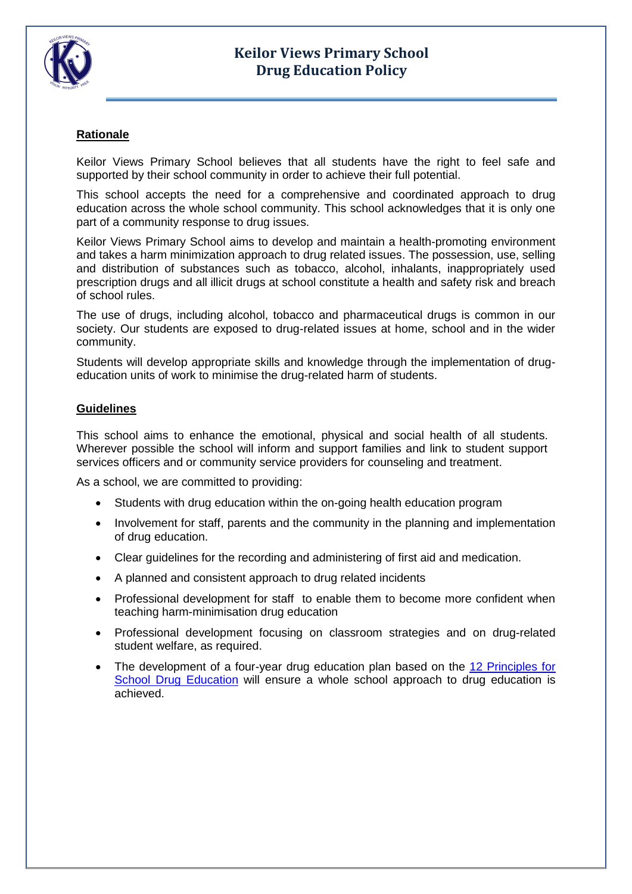# Keilor Views Primary School
# Drug Education Policy

## Rationale

Keilor Views Primary School believes that all students have the right to feel safe and supported by their school community in order to achieve their full potential.

This school accepts the need for a comprehensive and coordinated approach to drug education across the whole school community. This school acknowledges that it is only one part of a community response to drug issues.

Keilor Views Primary School aims to develop and maintain a health-promoting environment and takes a harm minimization approach to drug related issues. The possession, use, selling and distribution of substances such as tobacco, alcohol, inhalants, inappropriately used prescription drugs and all illicit drugs at school constitute a health and safety risk and breach of school rules.

The use of drugs, including alcohol, tobacco and pharmaceutical drugs is common in our society. Our students are exposed to drug-related issues at home, school and in the wider community.

Students will develop appropriate skills and knowledge through the implementation of drug-education units of work to minimise the drug-related harm of students.

## Guidelines

This school aims to enhance the emotional, physical and social health of all students. Wherever possible the school will inform and support families and link to student support services officers and or community service providers for counseling and treatment.

As a school, we are committed to providing:

- Students with drug education within the on-going health education program
- Involvement for staff, parents and the community in the planning and implementation of drug education.
- Clear guidelines for the recording and administering of first aid and medication.
- A planned and consistent approach to drug related incidents
- Professional development for staff to enable them to become more confident when teaching harm-minimisation drug education
- Professional development focusing on classroom strategies and on drug-related student welfare, as required.
- The development of a four-year drug education plan based on the 12 Principles for School Drug Education will ensure a whole school approach to drug education is achieved.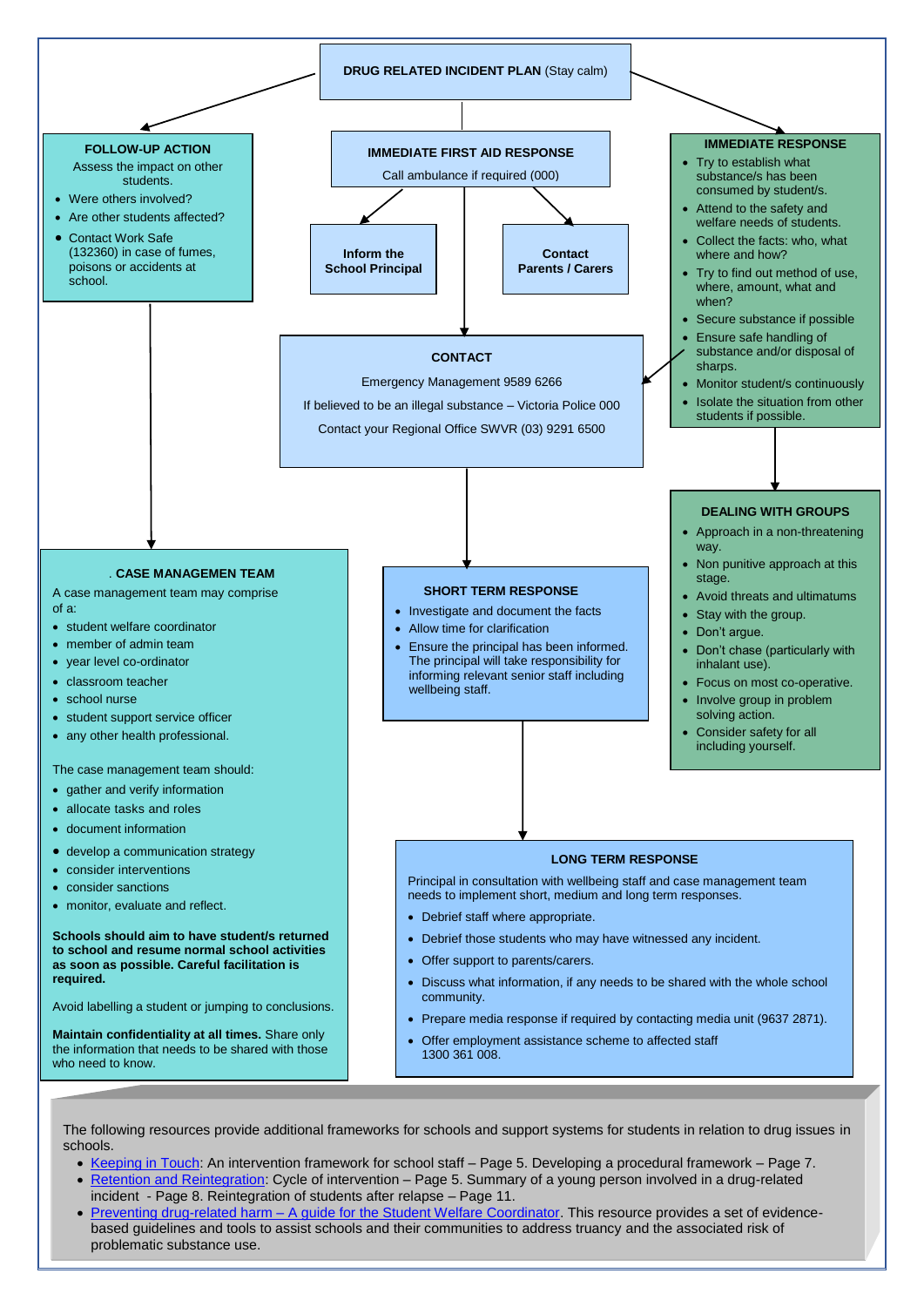# DRUG RELATED INCIDENT PLAN (Stay calm)

## IMMEDIATE FIRST AID RESPONSE

Call ambulance if required (000)

**Inform the School Principal**

**Contact Parents / Carers**

## FOLLOW-UP ACTION

Assess the impact on other students.

- Were others involved?
- Are other students affected?
- Contact Work Safe (132360) in case of fumes, poisons or accidents at school.

## IMMEDIATE RESPONSE

- Try to establish what substance/s has been consumed by student/s.
- Attend to the safety and welfare needs of students.
- Collect the facts: who, what where and how?
- Try to find out method of use, where, amount, what and when?
- Secure substance if possible
- Ensure safe handling of substance and/or disposal of sharps.
- Monitor student/s continuously
- Isolate the situation from other students if possible.

## CONTACT

Emergency Management 9589 6266

If believed to be an illegal substance – Victoria Police 000

Contact your Regional Office SWVR (03) 9291 6500

## DEALING WITH GROUPS

- Approach in a non-threatening way.
- Non punitive approach at this stage.
- Avoid threats and ultimatums
- Stay with the group.
- Don't argue.
- Don't chase (particularly with inhalant use).
- Focus on most co-operative.
- Involve group in problem solving action.
- Consider safety for all including yourself.

## . CASE MANAGEMEN TEAM

A case management team may comprise of a:

- student welfare coordinator
- member of admin team
- year level co-ordinator
- classroom teacher
- school nurse
- student support service officer
- any other health professional.

The case management team should:

- gather and verify information
- allocate tasks and roles
- document information
- develop a communication strategy
- consider interventions
- consider sanctions
- monitor, evaluate and reflect.

**Schools should aim to have student/s returned to school and resume normal school activities as soon as possible. Careful facilitation is required.**

Avoid labelling a student or jumping to conclusions.

**Maintain confidentiality at all times.** Share only the information that needs to be shared with those who need to know.

## SHORT TERM RESPONSE

- Investigate and document the facts
- Allow time for clarification
- Ensure the principal has been informed. The principal will take responsibility for informing relevant senior staff including wellbeing staff.

## LONG TERM RESPONSE

Principal in consultation with wellbeing staff and case management team needs to implement short, medium and long term responses.

- Debrief staff where appropriate.
- Debrief those students who may have witnessed any incident.
- Offer support to parents/carers.
- Discuss what information, if any needs to be shared with the whole school community.
- Prepare media response if required by contacting media unit (9637 2871).
- Offer employment assistance scheme to affected staff 1300 361 008.

---

The following resources provide additional frameworks for schools and support systems for students in relation to drug issues in schools.

- Keeping in Touch: An intervention framework for school staff – Page 5. Developing a procedural framework – Page 7.
- Retention and Reintegration: Cycle of intervention – Page 5. Summary of a young person involved in a drug-related incident - Page 8. Reintegration of students after relapse – Page 11.
- Preventing drug-related harm – A guide for the Student Welfare Coordinator. This resource provides a set of evidence-based guidelines and tools to assist schools and their communities to address truancy and the associated risk of problematic substance use.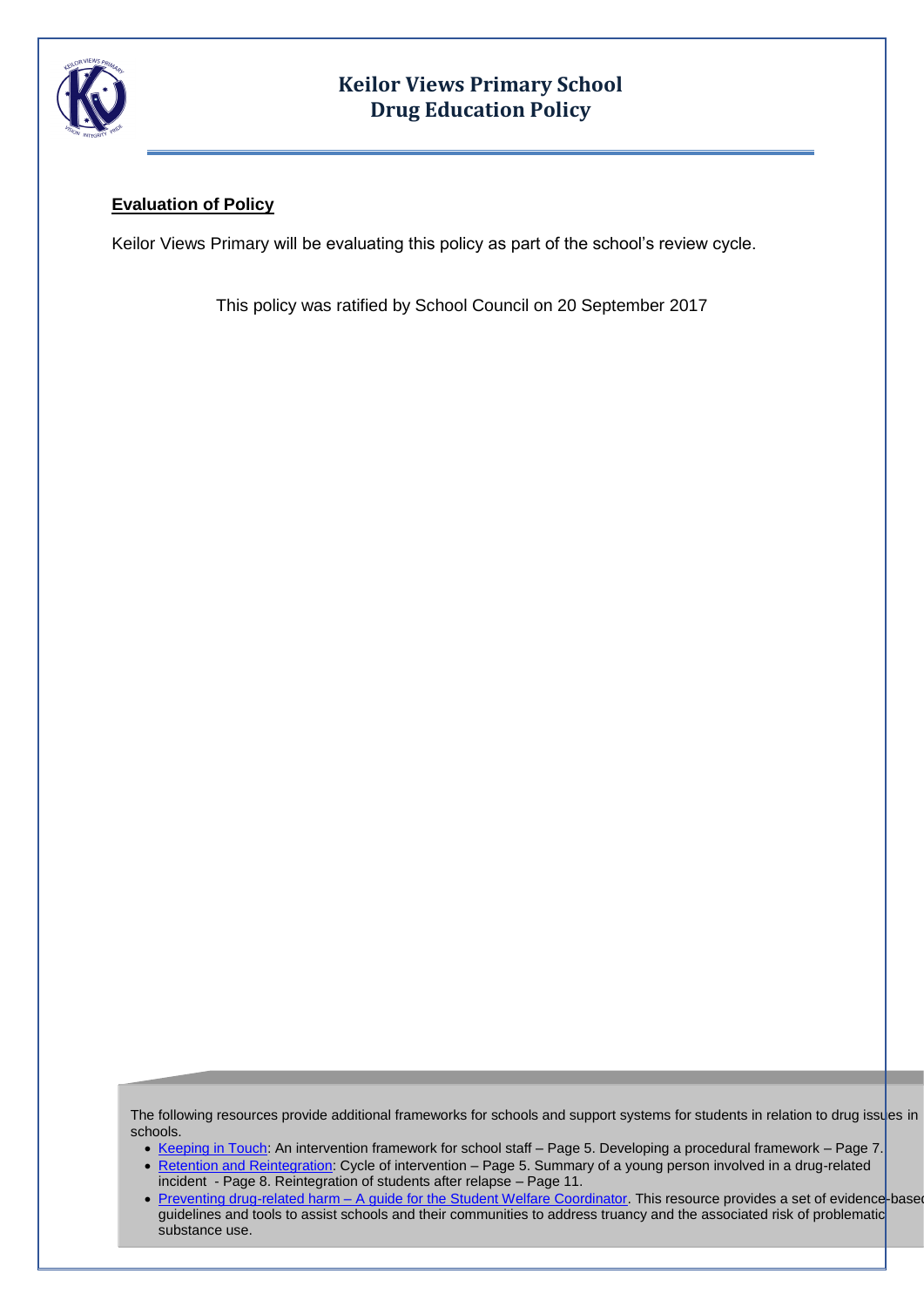## Evaluation of Policy

Keilor Views Primary will be evaluating this policy as part of the school's review cycle.

This policy was ratified by School Council on 20 September 2017

The following resources provide additional frameworks for schools and support systems for students in relation to drug issues in schools.

- Keeping in Touch: An intervention framework for school staff – Page 5. Developing a procedural framework – Page 7.
- Retention and Reintegration: Cycle of intervention – Page 5. Summary of a young person involved in a drug-related incident - Page 8. Reintegration of students after relapse – Page 11.
- Preventing drug-related harm – A guide for the Student Welfare Coordinator. This resource provides a set of evidence-based guidelines and tools to assist schools and their communities to address truancy and the associated risk of problematic substance use.